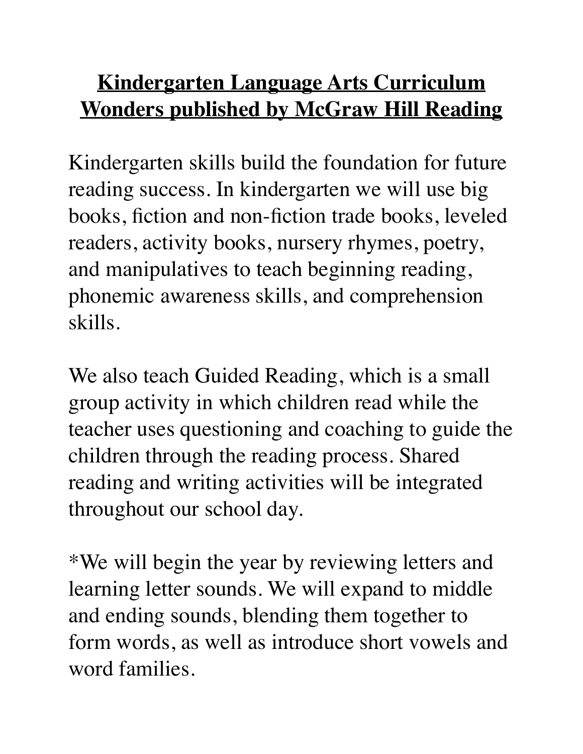# Kindergarten Language Arts Curriculum Wonders published by McGraw Hill Reading

Kindergarten skills build the foundation for future reading success. In kindergarten we will use big books, fiction and non-fiction trade books, leveled readers, activity books, nursery rhymes, poetry, and manipulatives to teach beginning reading, phonemic awareness skills, and comprehension skills.

We also teach Guided Reading, which is a small group activity in which children read while the teacher uses questioning and coaching to guide the children through the reading process. Shared reading and writing activities will be integrated throughout our school day.

*We will begin the year by reviewing letters and learning letter sounds. We will expand to middle and ending sounds, blending them together to form words, as well as introduce short vowels and word families.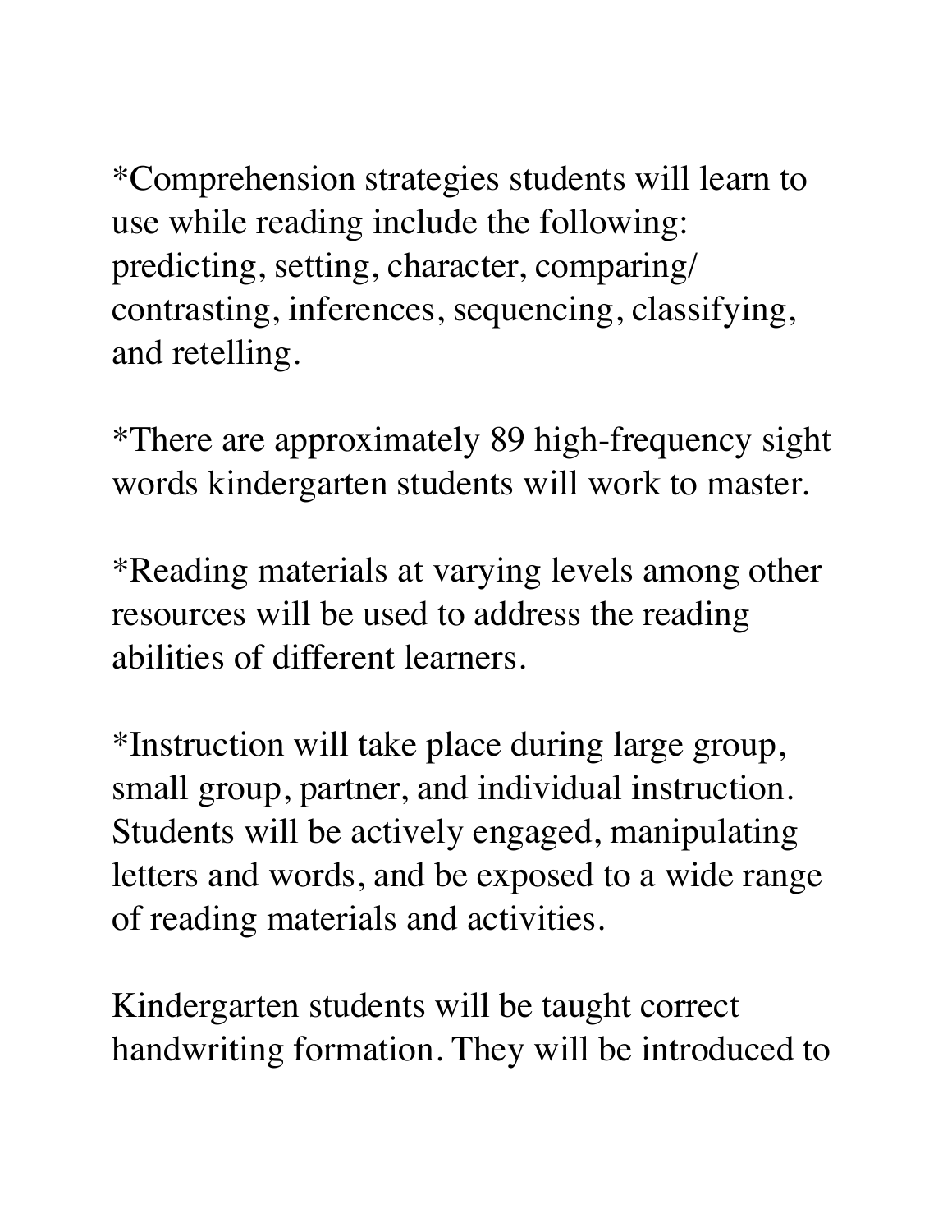*Comprehension strategies students will learn to use while reading include the following: predicting, setting, character, comparing/ contrasting, inferences, sequencing, classifying, and retelling.

*There are approximately 89 high-frequency sight words kindergarten students will work to master.

*Reading materials at varying levels among other resources will be used to address the reading abilities of different learners.

*Instruction will take place during large group, small group, partner, and individual instruction. Students will be actively engaged, manipulating letters and words, and be exposed to a wide range of reading materials and activities.

Kindergarten students will be taught correct handwriting formation. They will be introduced to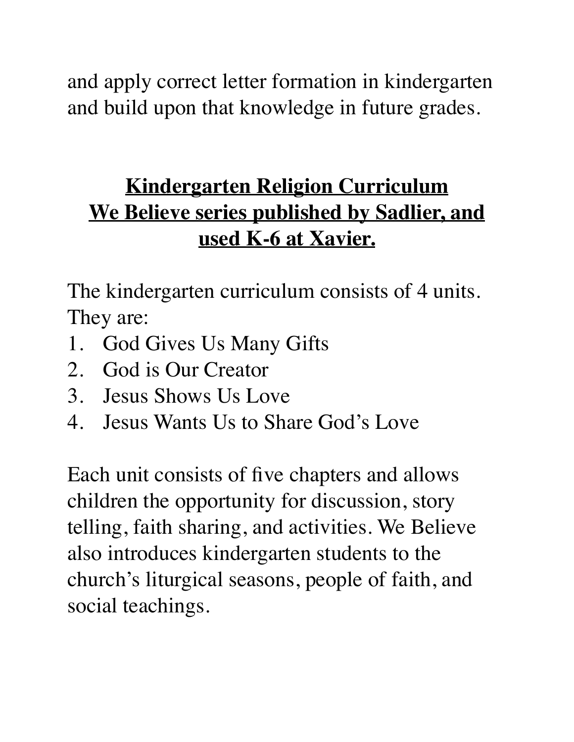and apply correct letter formation in kindergarten and build upon that knowledge in future grades.

## Kindergarten Religion Curriculum We Believe series published by Sadlier, and used K-6 at Xavier.

The kindergarten curriculum consists of 4 units. They are:

1. God Gives Us Many Gifts
2. God is Our Creator
3. Jesus Shows Us Love
4. Jesus Wants Us to Share God's Love

Each unit consists of five chapters and allows children the opportunity for discussion, story telling, faith sharing, and activities. We Believe also introduces kindergarten students to the church's liturgical seasons, people of faith, and social teachings.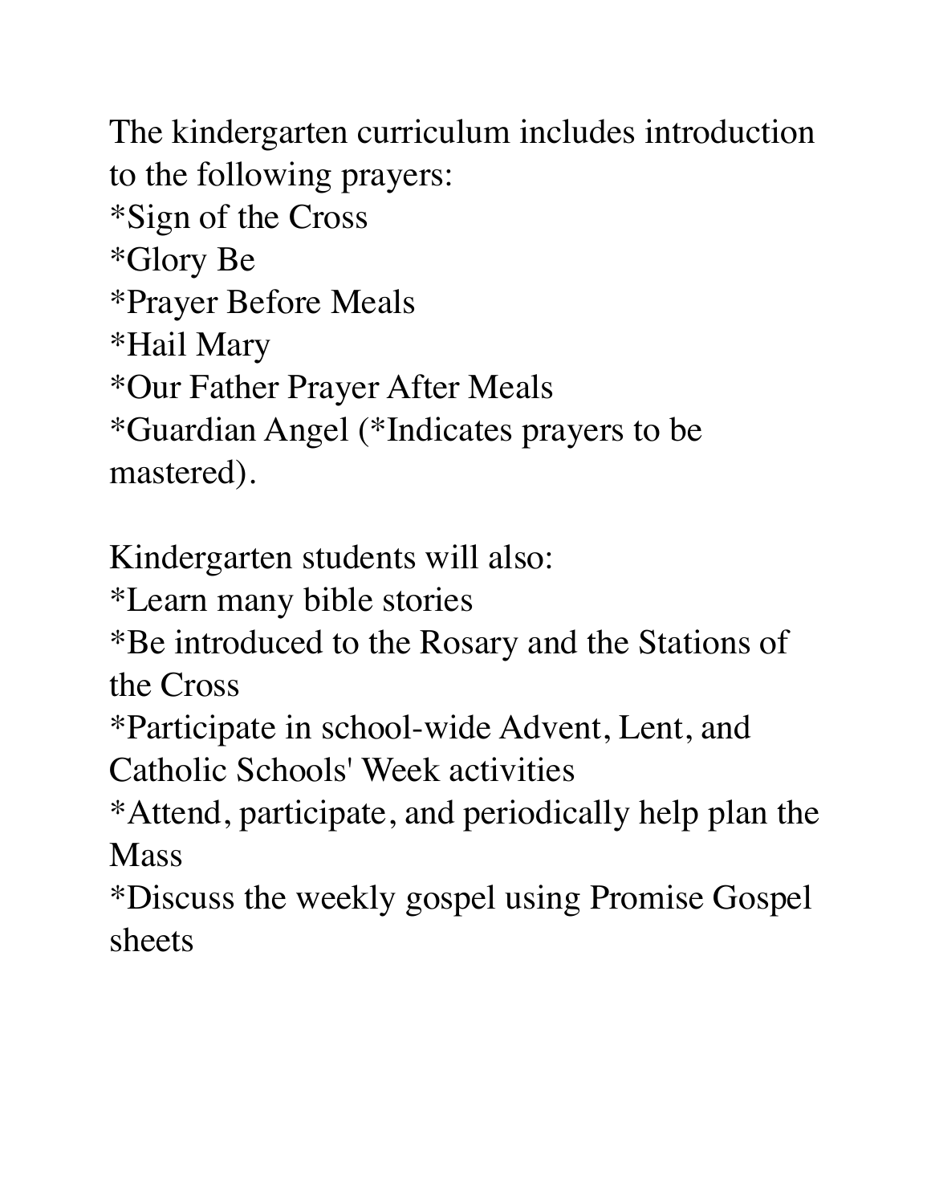The kindergarten curriculum includes introduction to the following prayers:
*Sign of the Cross
*Glory Be
*Prayer Before Meals
*Hail Mary
*Our Father Prayer After Meals
*Guardian Angel (*Indicates prayers to be mastered).

Kindergarten students will also:
*Learn many bible stories
*Be introduced to the Rosary and the Stations of the Cross
*Participate in school-wide Advent, Lent, and Catholic Schools' Week activities
*Attend, participate, and periodically help plan the Mass
*Discuss the weekly gospel using Promise Gospel sheets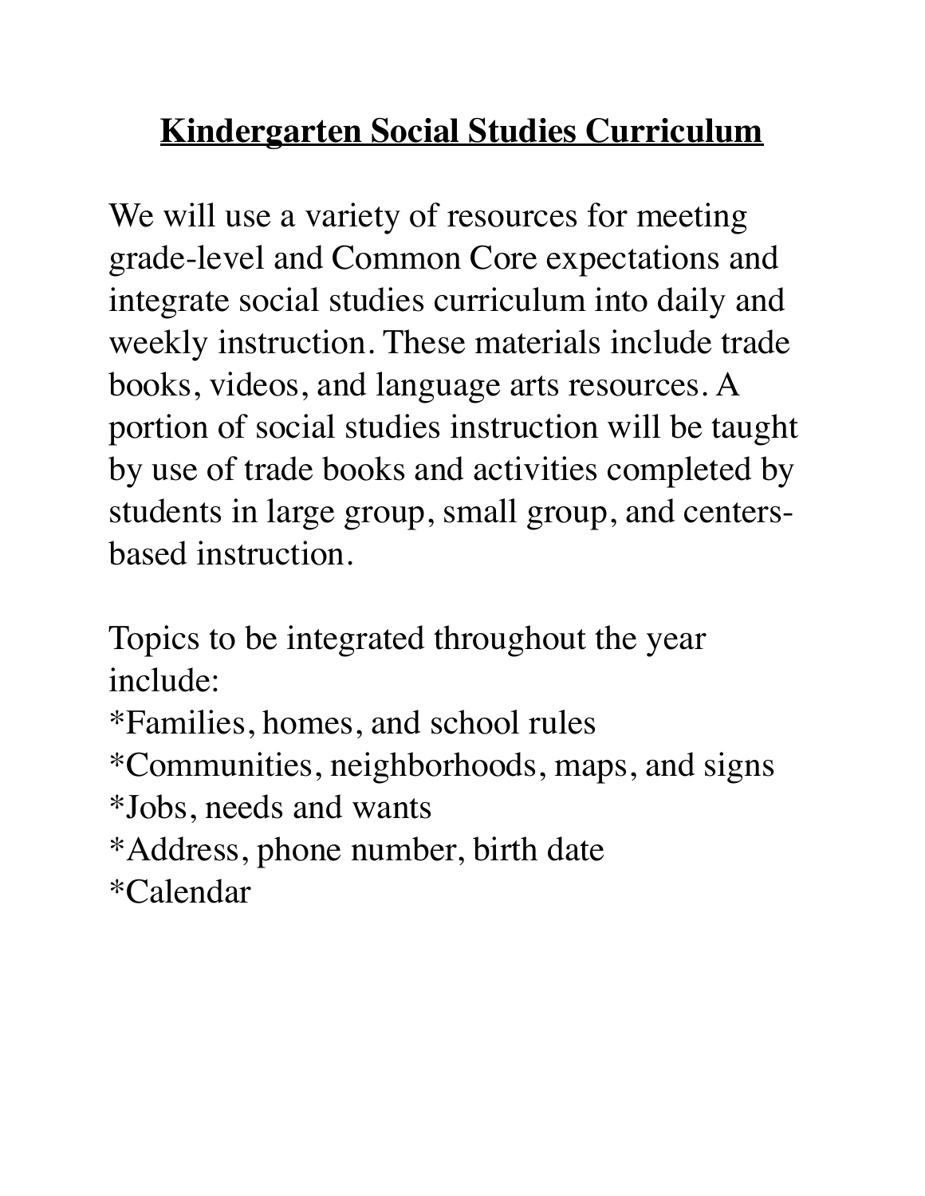# **Kindergarten Social Studies Curriculum**

We will use a variety of resources for meeting grade-level and Common Core expectations and integrate social studies curriculum into daily and weekly instruction. These materials include trade books, videos, and language arts resources. A portion of social studies instruction will be taught by use of trade books and activities completed by students in large group, small group, and centers-based instruction.

Topics to be integrated throughout the year include:

*Families, homes, and school rules
*Communities, neighborhoods, maps, and signs
*Jobs, needs and wants
*Address, phone number, birth date
*Calendar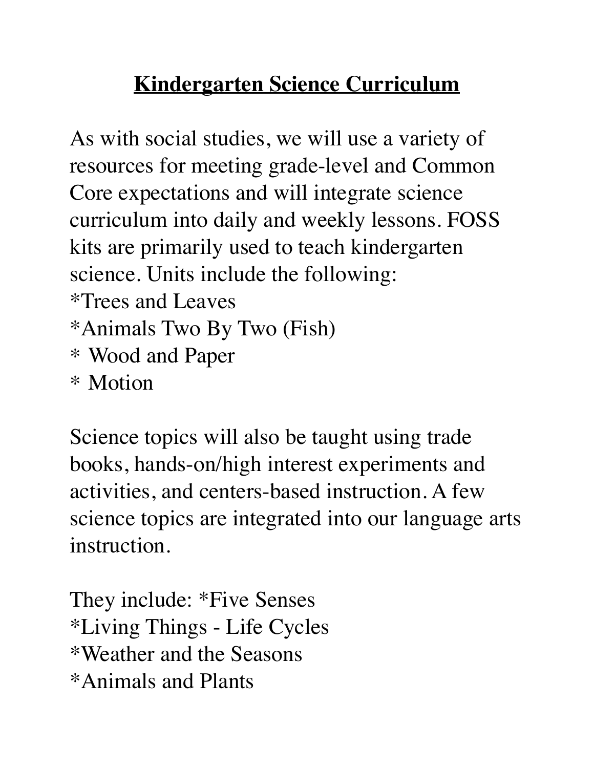# Kindergarten Science Curriculum

As with social studies, we will use a variety of resources for meeting grade-level and Common Core expectations and will integrate science curriculum into daily and weekly lessons. FOSS kits are primarily used to teach kindergarten science. Units include the following:

*Trees and Leaves
*Animals Two By Two (Fish)
* Wood and Paper
* Motion

Science topics will also be taught using trade books, hands-on/high interest experiments and activities, and centers-based instruction. A few science topics are integrated into our language arts instruction.

They include: *Five Senses
*Living Things - Life Cycles
*Weather and the Seasons
*Animals and Plants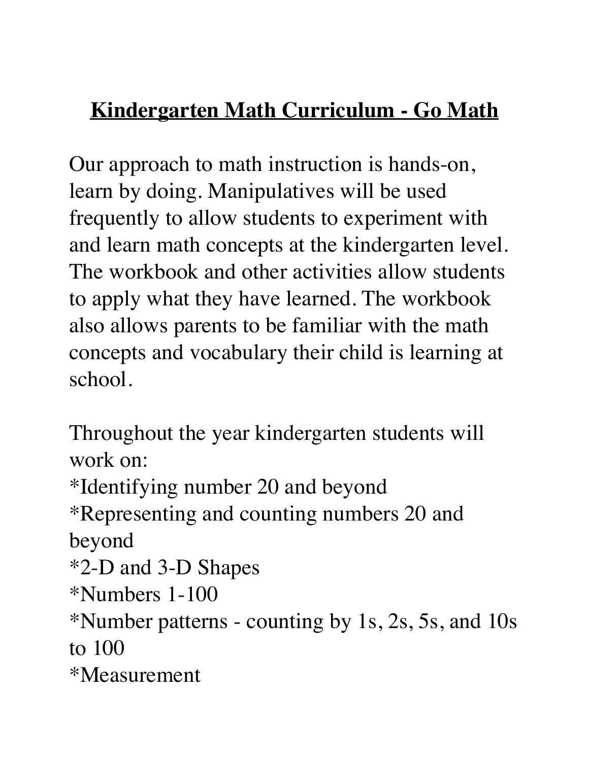# **<u>Kindergarten Math Curriculum - Go Math</u>**

Our approach to math instruction is hands-on, learn by doing. Manipulatives will be used frequently to allow students to experiment with and learn math concepts at the kindergarten level. The workbook and other activities allow students to apply what they have learned. The workbook also allows parents to be familiar with the math concepts and vocabulary their child is learning at school.

Throughout the year kindergarten students will work on:
*Identifying number 20 and beyond
*Representing and counting numbers 20 and beyond
*2-D and 3-D Shapes
*Numbers 1-100
*Number patterns - counting by 1s, 2s, 5s, and 10s to 100
*Measurement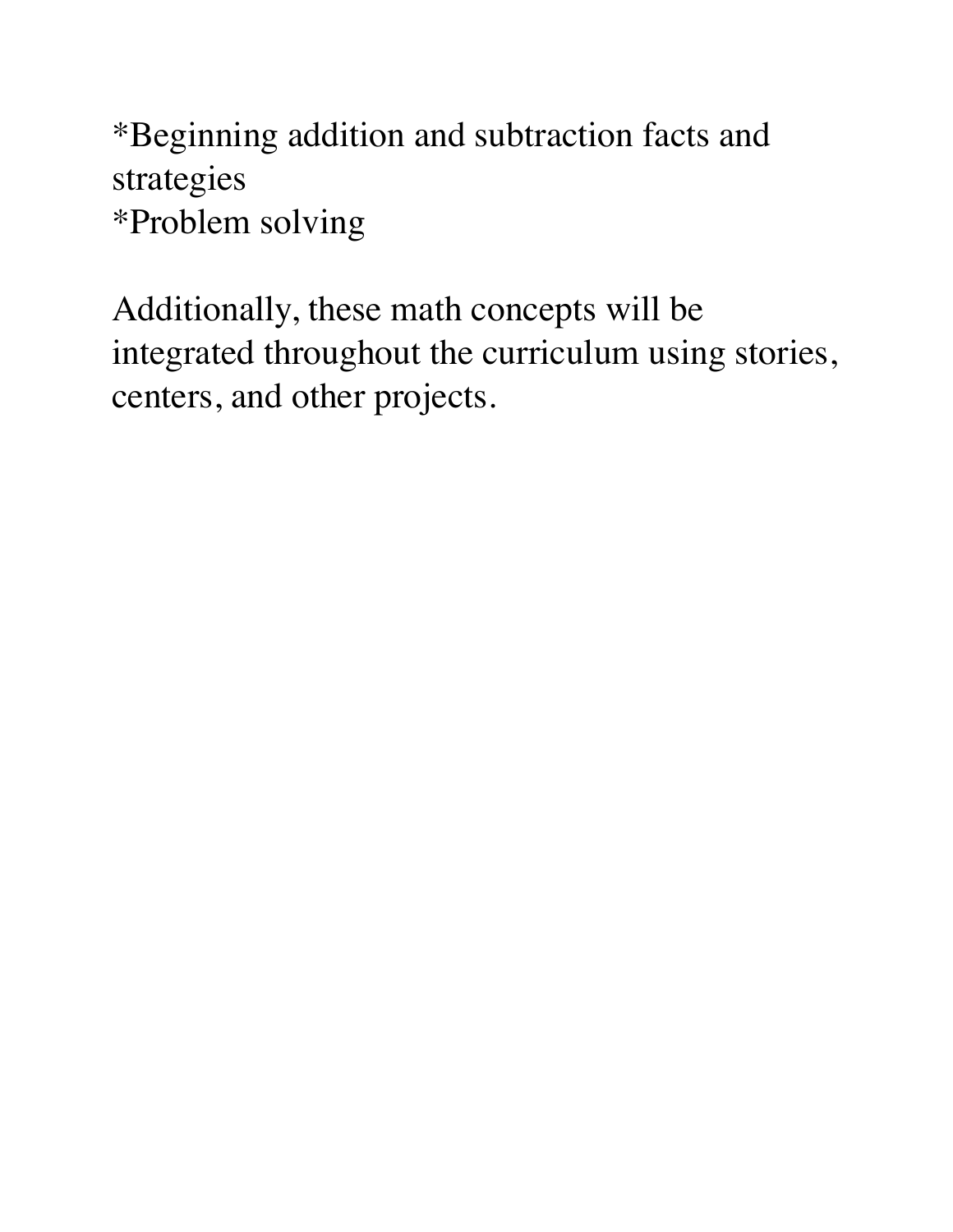*Beginning addition and subtraction facts and strategies
*Problem solving

Additionally, these math concepts will be integrated throughout the curriculum using stories, centers, and other projects.